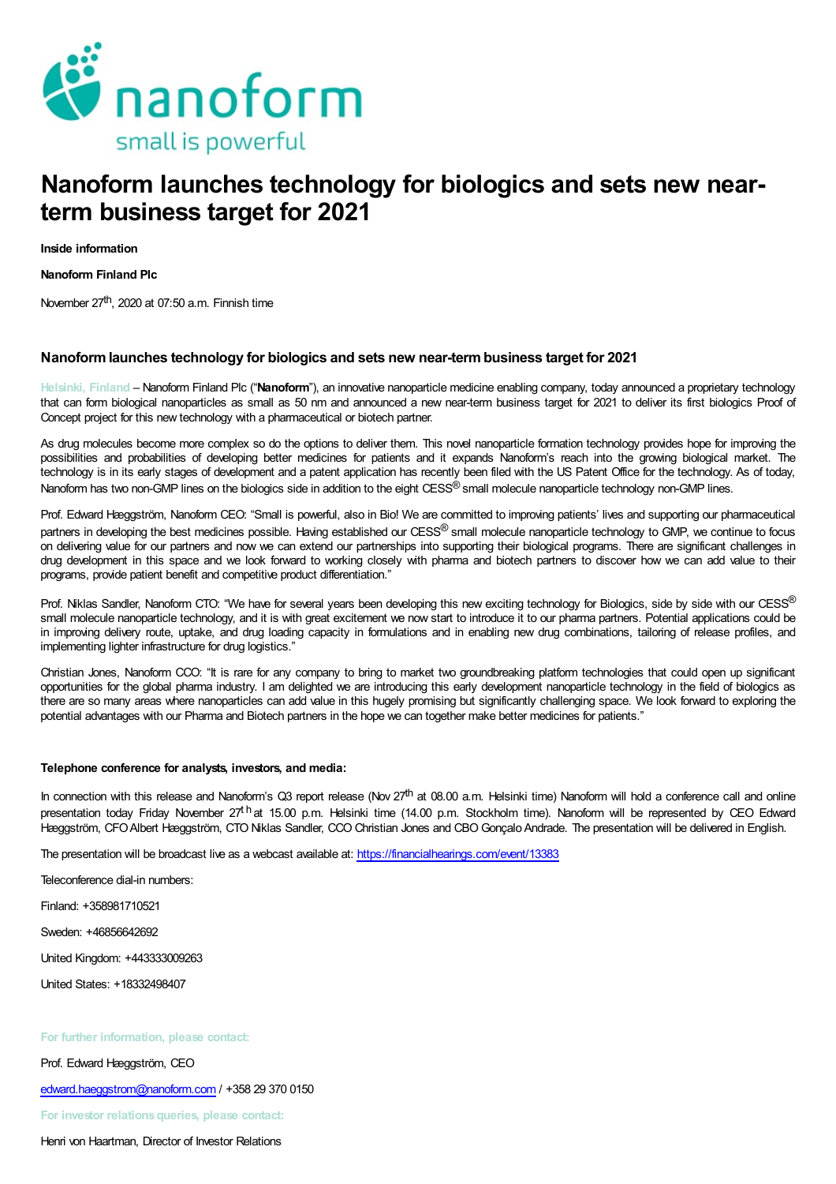nanoform
small is powerful

# Nanoform launches technology for biologics and sets new near-term business target for 2021

**Inside information**

**Nanoform Finland Plc**

November 27th, 2020 at 07:50 a.m. Finnish time

### Nanoform launches technology for biologics and sets new near-term business target for 2021

Helsinki, Finland – Nanoform Finland Plc ("**Nanoform**"), an innovative nanoparticle medicine enabling company, today announced a proprietary technology that can form biological nanoparticles as small as 50 nm and announced a new near-term business target for 2021 to deliver its first biologics Proof of Concept project for this new technology with a pharmaceutical or biotech partner.

As drug molecules become more complex so do the options to deliver them. This novel nanoparticle formation technology provides hope for improving the possibilities and probabilities of developing better medicines for patients and it expands Nanoform's reach into the growing biological market. The technology is in its early stages of development and a patent application has recently been filed with the US Patent Office for the technology. As of today, Nanoform has two non-GMP lines on the biologics side in addition to the eight CESS® small molecule nanoparticle technology non-GMP lines.

Prof. Edward Hæggström, Nanoform CEO: "Small is powerful, also in Bio! We are committed to improving patients' lives and supporting our pharmaceutical partners in developing the best medicines possible. Having established our CESS® small molecule nanoparticle technology to GMP, we continue to focus on delivering value for our partners and now we can extend our partnerships into supporting their biological programs. There are significant challenges in drug development in this space and we look forward to working closely with pharma and biotech partners to discover how we can add value to their programs, provide patient benefit and competitive product differentiation."

Prof. Niklas Sandler, Nanoform CTO: "We have for several years been developing this new exciting technology for Biologics, side by side with our CESS® small molecule nanoparticle technology, and it is with great excitement we now start to introduce it to our pharma partners. Potential applications could be in improving delivery route, uptake, and drug loading capacity in formulations and in enabling new drug combinations, tailoring of release profiles, and implementing lighter infrastructure for drug logistics."

Christian Jones, Nanoform CCO: "It is rare for any company to bring to market two groundbreaking platform technologies that could open up significant opportunities for the global pharma industry. I am delighted we are introducing this early development nanoparticle technology in the field of biologics as there are so many areas where nanoparticles can add value in this hugely promising but significantly challenging space. We look forward to exploring the potential advantages with our Pharma and Biotech partners in the hope we can together make better medicines for patients."

**Telephone conference for analysts, investors, and media:**

In connection with this release and Nanoform's Q3 report release (Nov 27th at 08.00 a.m. Helsinki time) Nanoform will hold a conference call and online presentation today Friday November 27th at 15.00 p.m. Helsinki time (14.00 p.m. Stockholm time). Nanoform will be represented by CEO Edward Hæggström, CFO Albert Hæggström, CTO Niklas Sandler, CCO Christian Jones and CBO Gonçalo Andrade. The presentation will be delivered in English.

The presentation will be broadcast live as a webcast available at: https://financialhearings.com/event/13383

Teleconference dial-in numbers:

Finland: +358981710521

Sweden: +46856642692

United Kingdom: +443333009263

United States: +18332498407

For further information, please contact:

Prof. Edward Hæggström, CEO

edward.haeggstrom@nanoform.com / +358 29 370 0150

For investor relations queries, please contact:

Henri von Haartman, Director of Investor Relations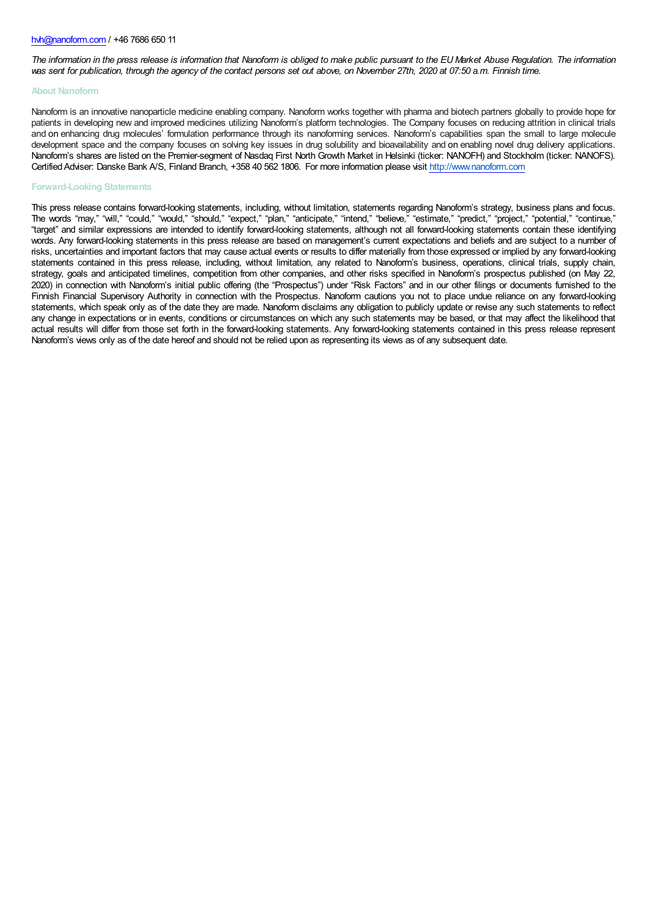hvh@nanoform.com / +46 7686 650 11

*The information in the press release is information that Nanoform is obliged to make public pursuant to the EU Market Abuse Regulation. The information was sent for publication, through the agency of the contact persons set out above, on November 27th, 2020 at 07:50 a.m. Finnish time.*

## About Nanoform

Nanoform is an innovative nanoparticle medicine enabling company. Nanoform works together with pharma and biotech partners globally to provide hope for patients in developing new and improved medicines utilizing Nanoform's platform technologies. The Company focuses on reducing attrition in clinical trials and on enhancing drug molecules' formulation performance through its nanoforming services. Nanoform's capabilities span the small to large molecule development space and the company focuses on solving key issues in drug solubility and bioavailability and on enabling novel drug delivery applications. Nanoform's shares are listed on the Premier-segment of Nasdaq First North Growth Market in Helsinki (ticker: NANOFH) and Stockholm (ticker: NANOFS). Certified Adviser: Danske Bank A/S, Finland Branch, +358 40 562 1806. For more information please visit http://www.nanoform.com

## Forward-Looking Statements

This press release contains forward-looking statements, including, without limitation, statements regarding Nanoform's strategy, business plans and focus. The words "may," "will," "could," "would," "should," "expect," "plan," "anticipate," "intend," "believe," "estimate," "predict," "project," "potential," "continue," "target" and similar expressions are intended to identify forward-looking statements, although not all forward-looking statements contain these identifying words. Any forward-looking statements in this press release are based on management's current expectations and beliefs and are subject to a number of risks, uncertainties and important factors that may cause actual events or results to differ materially from those expressed or implied by any forward-looking statements contained in this press release, including, without limitation, any related to Nanoform's business, operations, clinical trials, supply chain, strategy, goals and anticipated timelines, competition from other companies, and other risks specified in Nanoform's prospectus published (on May 22, 2020) in connection with Nanoform's initial public offering (the "Prospectus") under "Risk Factors" and in our other filings or documents furnished to the Finnish Financial Supervisory Authority in connection with the Prospectus. Nanoform cautions you not to place undue reliance on any forward-looking statements, which speak only as of the date they are made. Nanoform disclaims any obligation to publicly update or revise any such statements to reflect any change in expectations or in events, conditions or circumstances on which any such statements may be based, or that may affect the likelihood that actual results will differ from those set forth in the forward-looking statements. Any forward-looking statements contained in this press release represent Nanoform's views only as of the date hereof and should not be relied upon as representing its views as of any subsequent date.